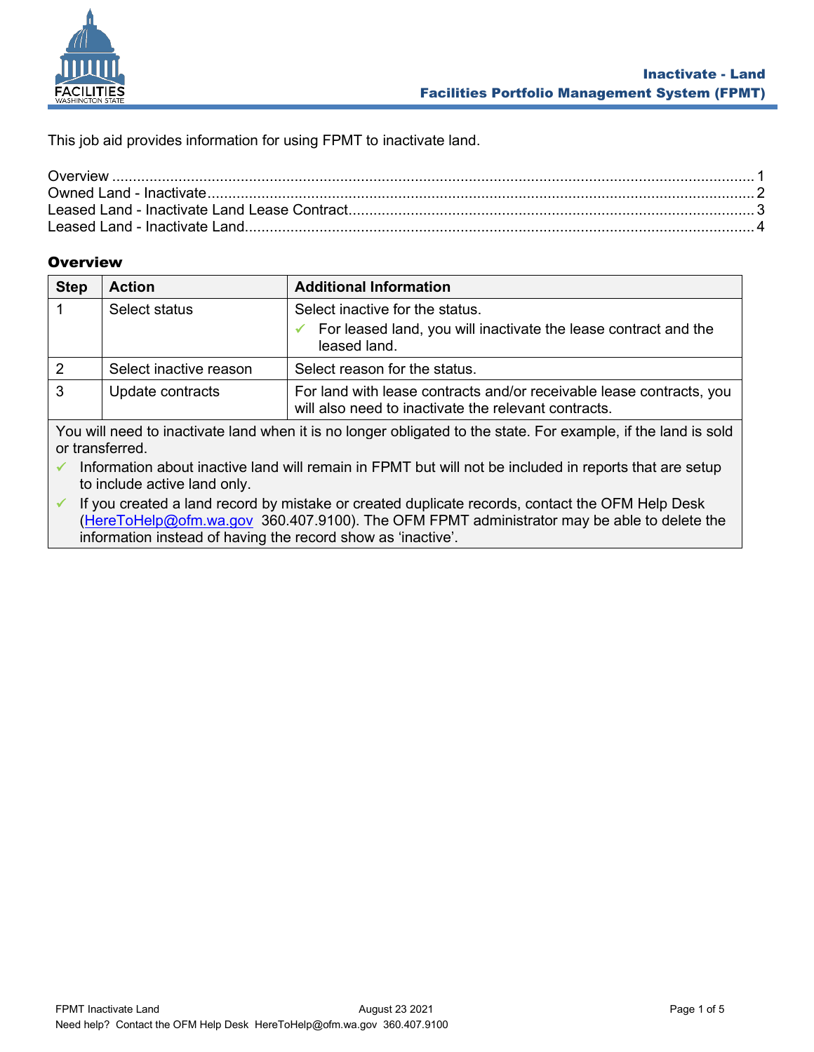# Inactivate - Land

## Facilities Portfolio Management System (FPMT)

This job aid provides information for using FPMT to inactivate land.

Overview ........................................................ 1
Owned Land - Inactivate ........................................ 2
Leased Land - Inactivate Land Lease Contract ................... 3
Leased Land - Inactivate Land .................................. 4

### Overview

| Step | Action | Additional Information |
|---|---|---|
| 1 | Select status | Select inactive for the status.<br>✓ For leased land, you will inactivate the lease contract and the leased land. |
| 2 | Select inactive reason | Select reason for the status. |
| 3 | Update contracts | For land with lease contracts and/or receivable lease contracts, you will also need to inactivate the relevant contracts. |
| You will need to inactivate land when it is no longer obligated to the state. For example, if the land is sold or transferred.<br>✓ Information about inactive land will remain in FPMT but will not be included in reports that are setup to include active land only.<br>✓ If you created a land record by mistake or created duplicate records, contact the OFM Help Desk (HereToHelp@ofm.wa.gov 360.407.9100). The OFM FPMT administrator may be able to delete the information instead of having the record show as 'inactive'. | | |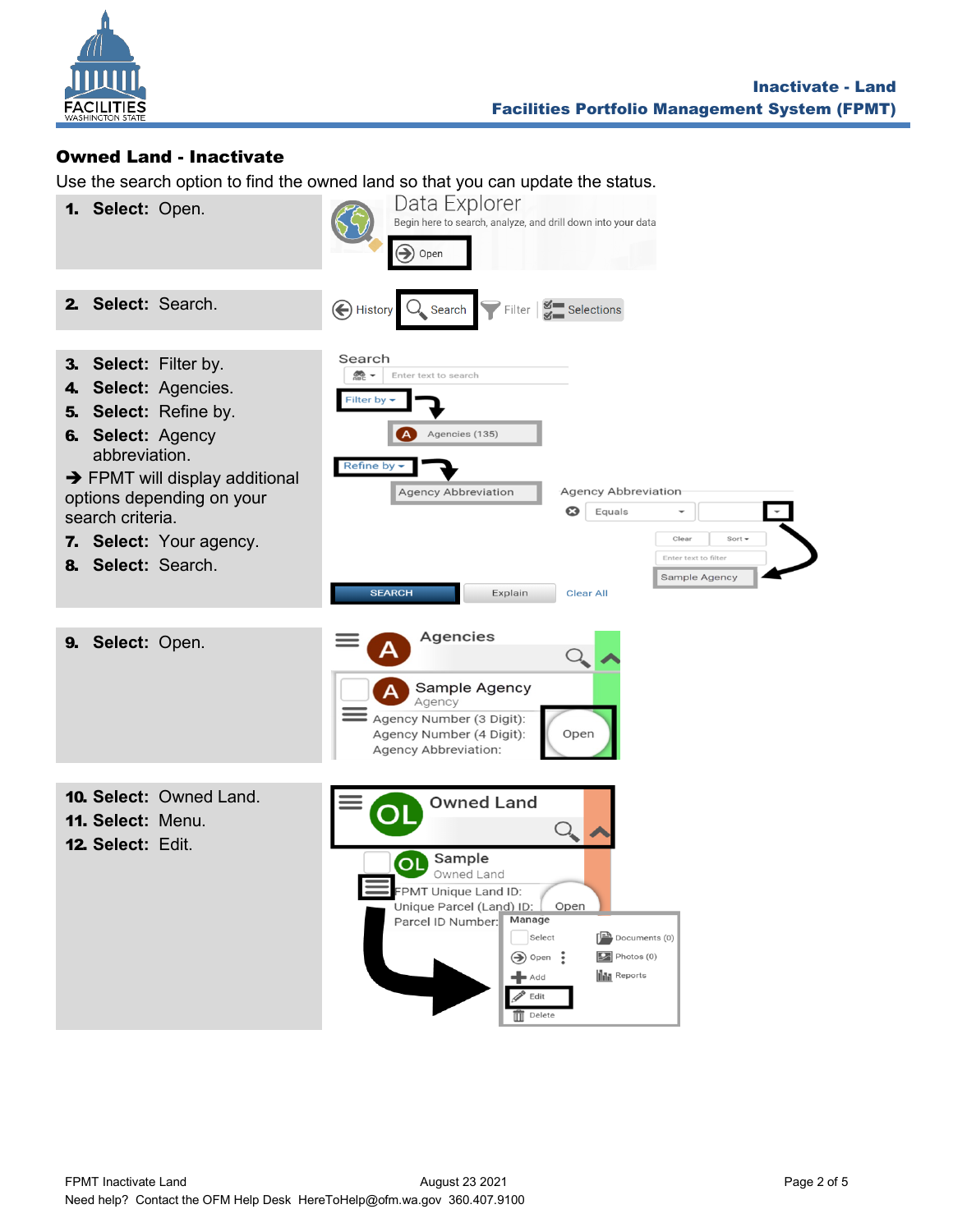## Owned Land - Inactivate

Use the search option to find the owned land so that you can update the status.

1. **Select:** Open.

2. **Select:** Search.

3. **Select:** Filter by.
4. **Select:** Agencies.
5. **Select:** Refine by.
6. **Select:** Agency abbreviation.

➔ FPMT will display additional options depending on your search criteria.

7. **Select:** Your agency.
8. **Select:** Search.

9. **Select:** Open.

10. **Select:** Owned Land.
11. **Select:** Menu.
12. **Select:** Edit.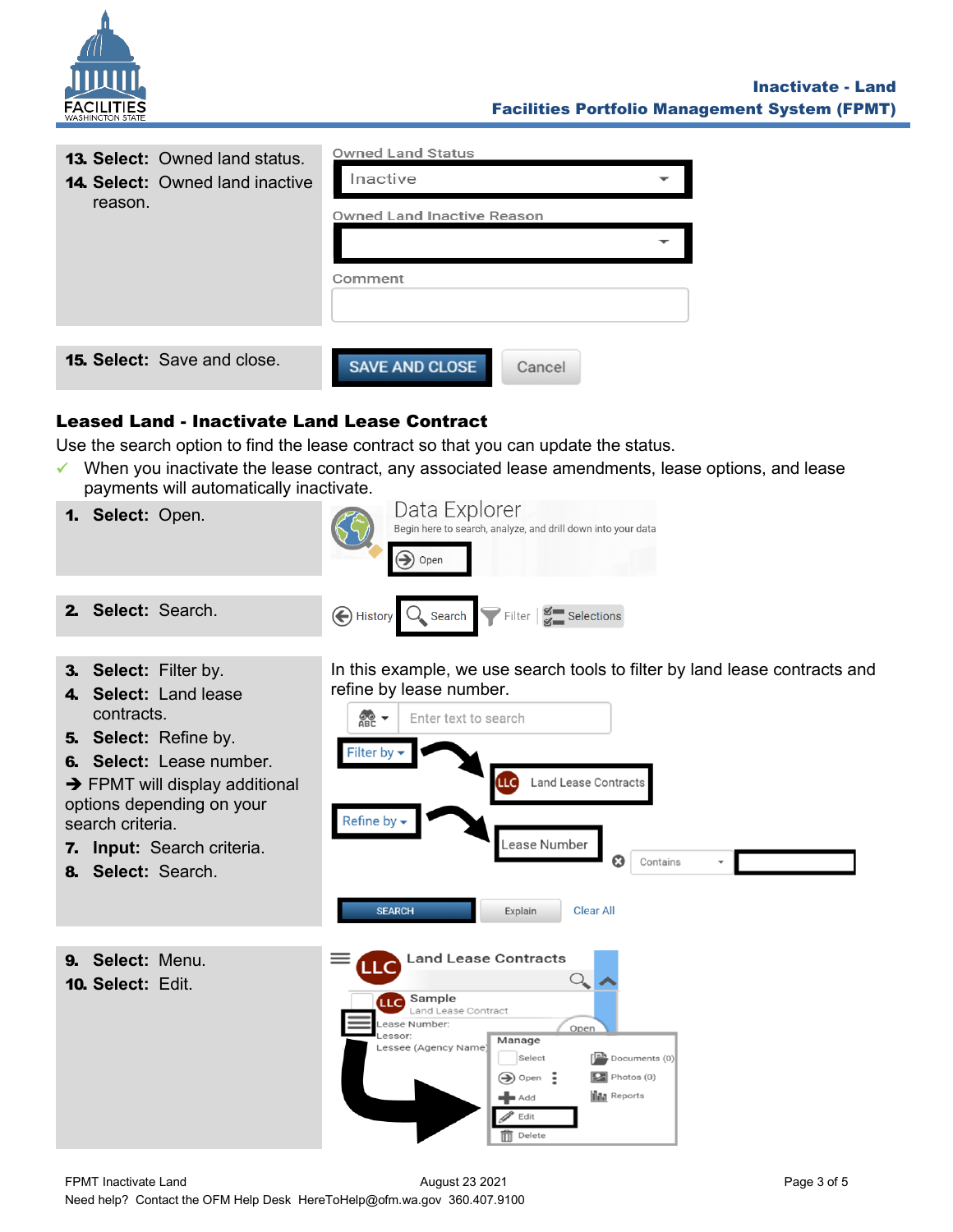| Step | Screen |
|---|---|
| **13. Select:** Owned land status.<br>**14. Select:** Owned land inactive reason. | Owned Land Status: Inactive<br>Owned Land Inactive Reason<br>Comment |
| **15. Select:** Save and close. | SAVE AND CLOSE / Cancel |

## Leased Land - Inactivate Land Lease Contract

Use the search option to find the lease contract so that you can update the status.

- ✓ When you inactivate the lease contract, any associated lease amendments, lease options, and lease payments will automatically inactivate.

| Step | Screen |
|---|---|
| **1. Select:** Open. | Data Explorer<br>Begin here to search, analyze, and drill down into your data<br>Open |
| **2. Select:** Search. | History / Search / Filter / Selections |
| **3. Select:** Filter by.<br>**4. Select:** Land lease contracts.<br>**5. Select:** Refine by.<br>**6. Select:** Lease number.<br>➔ FPMT will display additional options depending on your search criteria.<br>**7. Input:** Search criteria.<br>**8. Select:** Search. | In this example, we use search tools to filter by land lease contracts and refine by lease number.<br>Enter text to search<br>Filter by → Land Lease Contracts<br>Refine by → Lease Number / Contains<br>SEARCH / Explain / Clear All |
| **9. Select:** Menu.<br>**10. Select:** Edit. | Land Lease Contracts<br>Sample – Land Lease Contract<br>Lease Number: / Lessor: / Lessee (Agency Name)<br>Manage: Select, Open, Add, Edit, Delete, Documents (0), Photos (0), Reports |

FPMT Inactivate Land — August 23 2021

Need help? Contact the OFM Help Desk HereToHelp@ofm.wa.gov 360.407.9100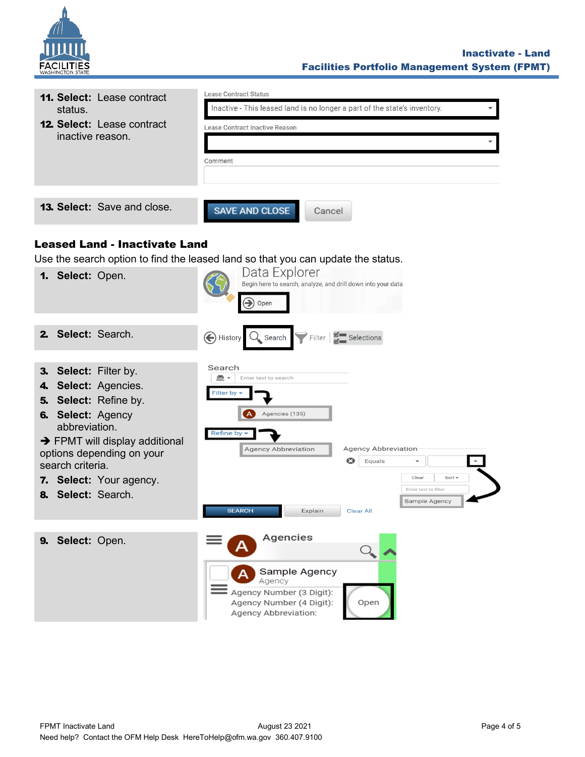**11. Select:** Lease contract status.

**12. Select:** Lease contract inactive reason.

Lease Contract Status

Inactive - This leased land is no longer a part of the state's inventory.

Lease Contract Inactive Reason

Comment

**13. Select:** Save and close.

SAVE AND CLOSE   Cancel

## Leased Land - Inactivate Land

Use the search option to find the leased land so that you can update the status.

**1. Select:** Open.

Data Explorer
Begin here to search, analyze, and drill down into your data
Open

**2. Select:** Search.

History   Search   Filter   Selections

**3. Select:** Filter by.
**4. Select:** Agencies.
**5. Select:** Refine by.
**6. Select:** Agency abbreviation.

➔ FPMT will display additional options depending on your search criteria.

**7. Select:** Your agency.
**8. Select:** Search.

Search
Enter text to search
Filter by
Agencies (135)
Refine by
Agency Abbreviation
Agency Abbreviation
Equals
Clear   Sort
Enter text to filter
Sample Agency
SEARCH   Explain   Clear All

**9. Select:** Open.

Agencies
Sample Agency
Agency
Agency Number (3 Digit):
Agency Number (4 Digit):
Agency Abbreviation:
Open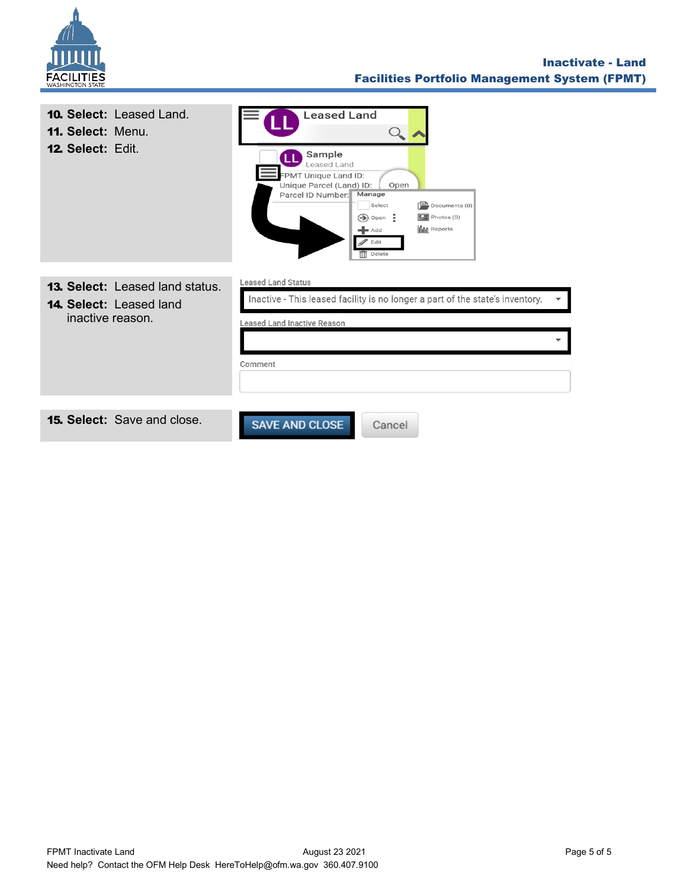**10. Select:** Leased Land.

**11. Select:** Menu.

**12. Select:** Edit.

Leased Land

Sample
Leased Land
FPMT Unique Land ID:
Unique Parcel (Land) ID:
Parcel ID Number:
Open
Manage
Select
Open
Add
Edit
Delete
Documents (0)
Photos (0)
Reports

**13. Select:** Leased land status.

**14. Select:** Leased land inactive reason.

Leased Land Status
Inactive - This leased facility is no longer a part of the state's inventory.
Leased Land Inactive Reason
Comment

**15. Select:** Save and close.

SAVE AND CLOSE
Cancel

Need help? Contact the OFM Help Desk HereToHelp@ofm.wa.gov 360.407.9100